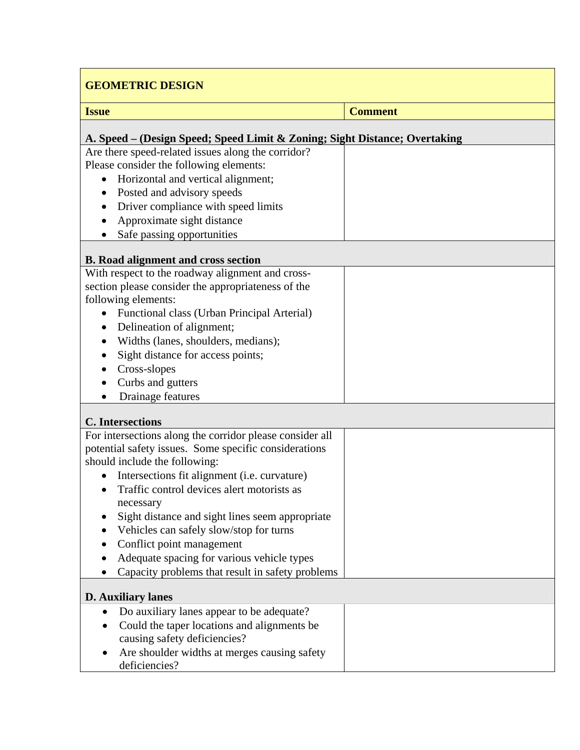| GEOMETRIC DESIGN | |
|---|---|
| **Issue** | **Comment** |
| **A. Speed – (Design Speed; Speed Limit & Zoning; Sight Distance; Overtaking** | |
| Are there speed-related issues along the corridor? Please consider the following elements:<br>• Horizontal and vertical alignment;<br>• Posted and advisory speeds<br>• Driver compliance with speed limits<br>• Approximate sight distance<br>• Safe passing opportunities | |
| **B. Road alignment and cross section** | |
| With respect to the roadway alignment and cross-section please consider the appropriateness of the following elements:<br>• Functional class (Urban Principal Arterial)<br>• Delineation of alignment;<br>• Widths (lanes, shoulders, medians);<br>• Sight distance for access points;<br>• Cross-slopes<br>• Curbs and gutters<br>• Drainage features | |
| **C. Intersections** | |
| For intersections along the corridor please consider all potential safety issues. Some specific considerations should include the following:<br>• Intersections fit alignment (i.e. curvature)<br>• Traffic control devices alert motorists as necessary<br>• Sight distance and sight lines seem appropriate<br>• Vehicles can safely slow/stop for turns<br>• Conflict point management<br>• Adequate spacing for various vehicle types<br>• Capacity problems that result in safety problems | |
| **D. Auxiliary lanes** | |
| • Do auxiliary lanes appear to be adequate?<br>• Could the taper locations and alignments be causing safety deficiencies?<br>• Are shoulder widths at merges causing safety deficiencies? | |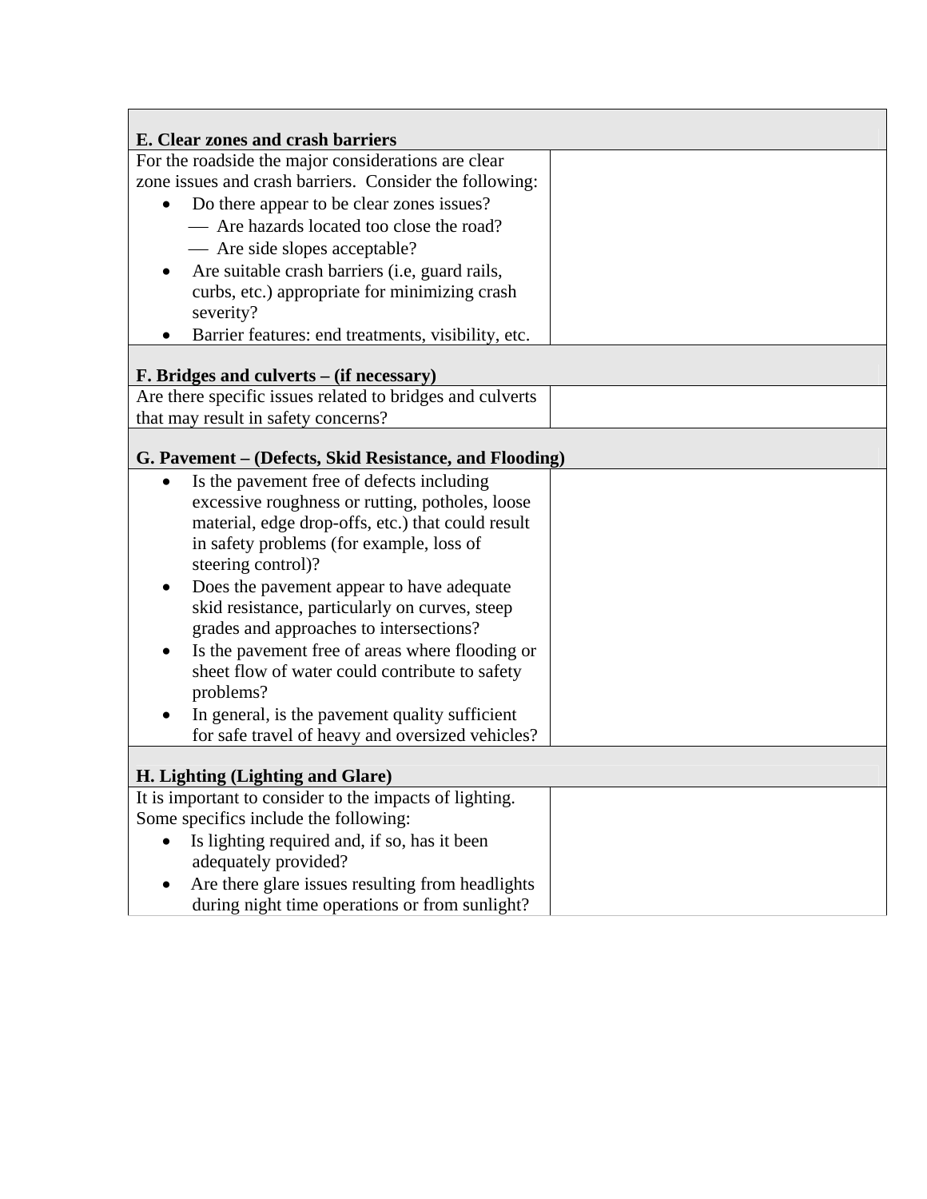| | |
|---|---|
| **E. Clear zones and crash barriers** | |
| For the roadside the major considerations are clear zone issues and crash barriers. Consider the following:<br>• Do there appear to be clear zones issues?<br>— Are hazards located too close the road?<br>— Are side slopes acceptable?<br>• Are suitable crash barriers (i.e, guard rails, curbs, etc.) appropriate for minimizing crash severity?<br>• Barrier features: end treatments, visibility, etc. | |
| **F. Bridges and culverts – (if necessary)** | |
| Are there specific issues related to bridges and culverts that may result in safety concerns? | |
| **G. Pavement – (Defects, Skid Resistance, and Flooding)** | |
| • Is the pavement free of defects including excessive roughness or rutting, potholes, loose material, edge drop-offs, etc.) that could result in safety problems (for example, loss of steering control)?<br>• Does the pavement appear to have adequate skid resistance, particularly on curves, steep grades and approaches to intersections?<br>• Is the pavement free of areas where flooding or sheet flow of water could contribute to safety problems?<br>• In general, is the pavement quality sufficient for safe travel of heavy and oversized vehicles? | |
| **H. Lighting (Lighting and Glare)** | |
| It is important to consider to the impacts of lighting. Some specifics include the following:<br>• Is lighting required and, if so, has it been adequately provided?<br>• Are there glare issues resulting from headlights during night time operations or from sunlight? | |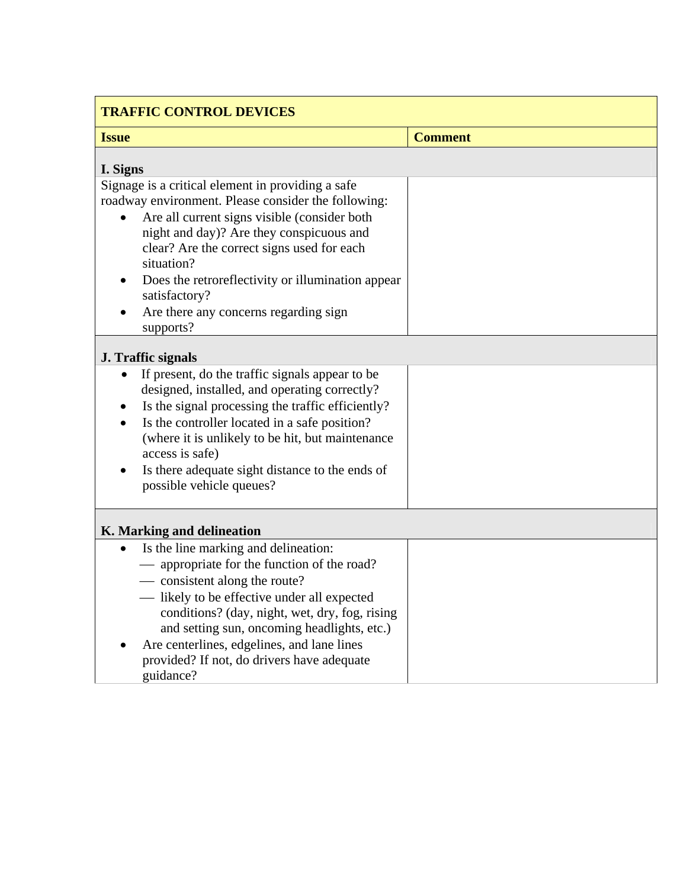| TRAFFIC CONTROL DEVICES | |
|---|---|
| **Issue** | **Comment** |
| **I. Signs** | |
| Signage is a critical element in providing a safe roadway environment. Please consider the following:<br>• Are all current signs visible (consider both night and day)? Are they conspicuous and clear? Are the correct signs used for each situation?<br>• Does the retroreflectivity or illumination appear satisfactory?<br>• Are there any concerns regarding sign supports? | |
| **J. Traffic signals** | |
| • If present, do the traffic signals appear to be designed, installed, and operating correctly?<br>• Is the signal processing the traffic efficiently?<br>• Is the controller located in a safe position? (where it is unlikely to be hit, but maintenance access is safe)<br>• Is there adequate sight distance to the ends of possible vehicle queues? | |
| **K. Marking and delineation** | |
| • Is the line marking and delineation:<br>— appropriate for the function of the road?<br>— consistent along the route?<br>— likely to be effective under all expected conditions? (day, night, wet, dry, fog, rising and setting sun, oncoming headlights, etc.)<br>• Are centerlines, edgelines, and lane lines provided? If not, do drivers have adequate guidance? | |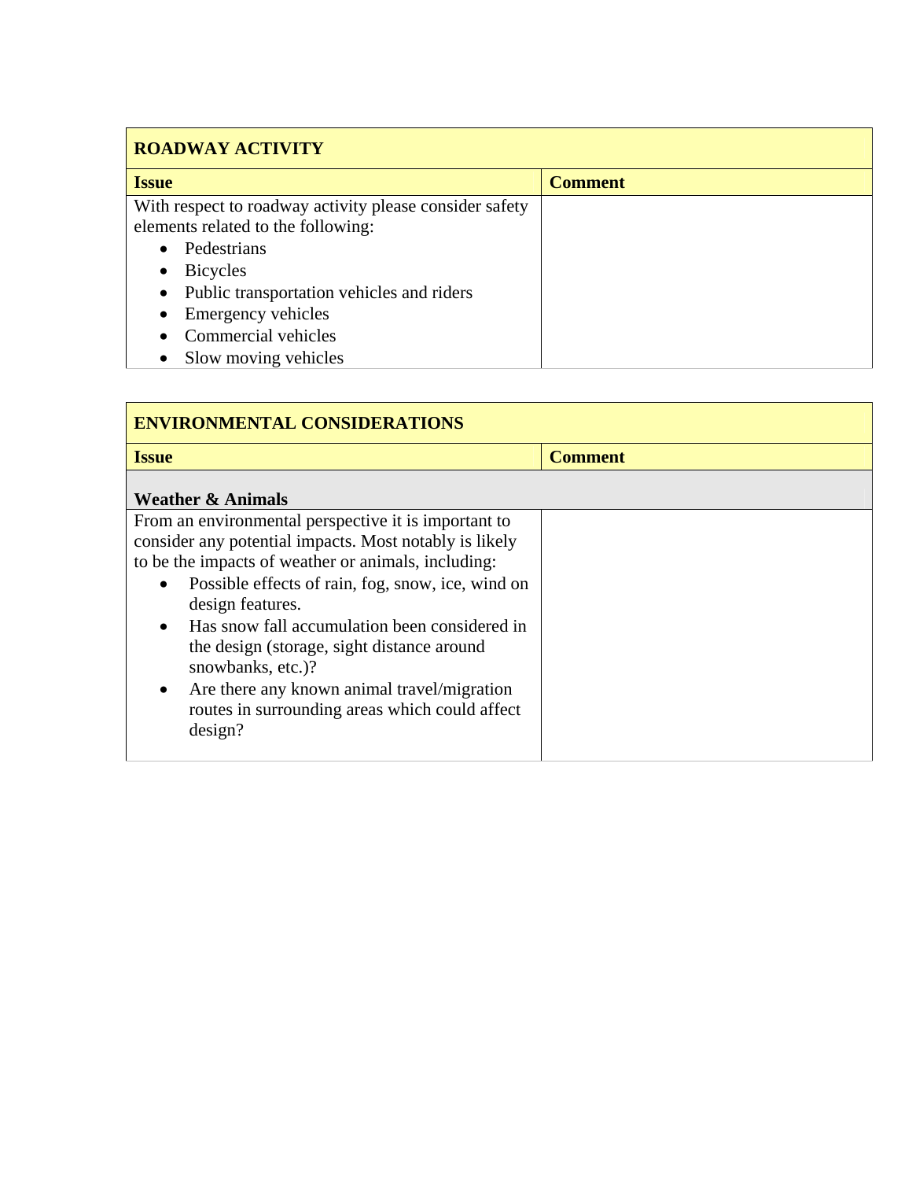| ROADWAY ACTIVITY | |
|---|---|
| **Issue** | **Comment** |
| With respect to roadway activity please consider safety elements related to the following:<br>• Pedestrians<br>• Bicycles<br>• Public transportation vehicles and riders<br>• Emergency vehicles<br>• Commercial vehicles<br>• Slow moving vehicles | |

| ENVIRONMENTAL CONSIDERATIONS | |
|---|---|
| **Issue** | **Comment** |
| **Weather & Animals** | |
| From an environmental perspective it is important to consider any potential impacts. Most notably is likely to be the impacts of weather or animals, including:<br>• Possible effects of rain, fog, snow, ice, wind on design features.<br>• Has snow fall accumulation been considered in the design (storage, sight distance around snowbanks, etc.)?<br>• Are there any known animal travel/migration routes in surrounding areas which could affect design? | |